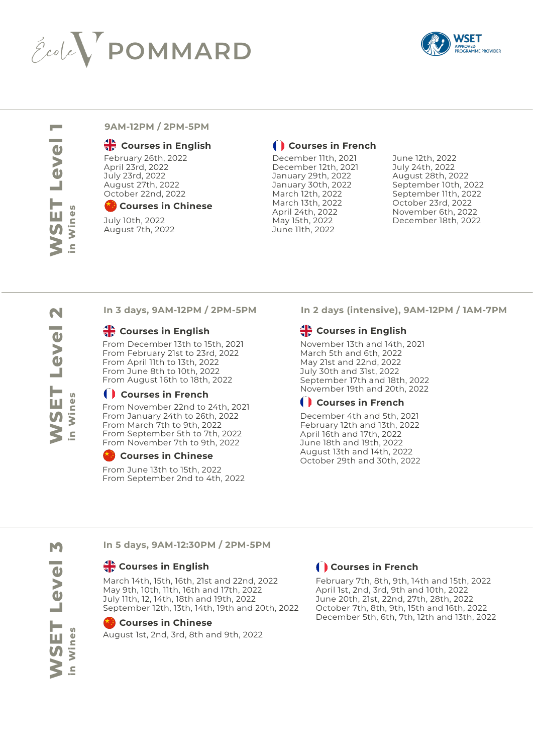École V POMMARD

WSET APPROVED PROGRAMME PROVIDER

# WSET Level 1 in Wines

9AM-12PM / 2PM-5PM

### Courses in English

February 26th, 2022
April 23rd, 2022
July 23rd, 2022
August 27th, 2022
October 22nd, 2022

### Courses in Chinese

July 10th, 2022
August 7th, 2022

### Courses in French

December 11th, 2021
December 12th, 2021
January 29th, 2022
January 30th, 2022
March 12th, 2022
March 13th, 2022
April 24th, 2022
May 15th, 2022
June 11th, 2022
June 12th, 2022
July 24th, 2022
August 28th, 2022
September 10th, 2022
September 11th, 2022
October 23rd, 2022
November 6th, 2022
December 18th, 2022

# WSET Level 2 in Wines

## In 3 days, 9AM-12PM / 2PM-5PM

### Courses in English

From December 13th to 15th, 2021
From February 21st to 23rd, 2022
From April 11th to 13th, 2022
From June 8th to 10th, 2022
From August 16th to 18th, 2022

### Courses in French

From November 22nd to 24th, 2021
From January 24th to 26th, 2022
From March 7th to 9th, 2022
From September 5th to 7th, 2022
From November 7th to 9th, 2022

### Courses in Chinese

From June 13th to 15th, 2022
From September 2nd to 4th, 2022

## In 2 days (intensive), 9AM-12PM / 1AM-7PM

### Courses in English

November 13th and 14th, 2021
March 5th and 6th, 2022
May 21st and 22nd, 2022
July 30th and 31st, 2022
September 17th and 18th, 2022
November 19th and 20th, 2022

### Courses in French

December 4th and 5th, 2021
February 12th and 13th, 2022
April 16th and 17th, 2022
June 18th and 19th, 2022
August 13th and 14th, 2022
October 29th and 30th, 2022

# WSET Level 3 in Wines

## In 5 days, 9AM-12:30PM / 2PM-5PM

### Courses in English

March 14th, 15th, 16th, 21st and 22nd, 2022
May 9th, 10th, 11th, 16th and 17th, 2022
July 11th, 12, 14th, 18th and 19th, 2022
September 12th, 13th, 14th, 19th and 20th, 2022

### Courses in Chinese

August 1st, 2nd, 3rd, 8th and 9th, 2022

### Courses in French

February 7th, 8th, 9th, 14th and 15th, 2022
April 1st, 2nd, 3rd, 9th and 10th, 2022
June 20th, 21st, 22nd, 27th, 28th, 2022
October 7th, 8th, 9th, 15th and 16th, 2022
December 5th, 6th, 7th, 12th and 13th, 2022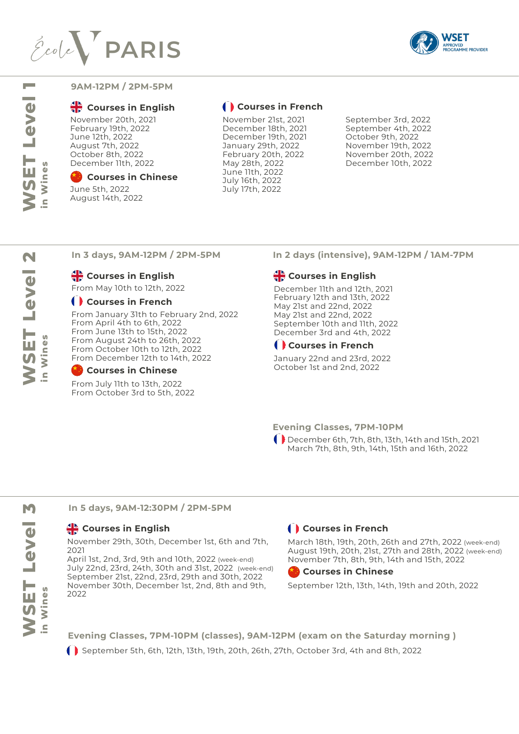# École V PARIS

WSET APPROVED PROGRAMME PROVIDER

## WSET Level 1 in Wines

### 9AM-12PM / 2PM-5PM

#### Courses in English

November 20th, 2021
February 19th, 2022
June 12th, 2022
August 7th, 2022
October 8th, 2022
December 11th, 2022

#### Courses in Chinese

June 5th, 2022
August 14th, 2022

#### Courses in French

November 21st, 2021
December 18th, 2021
December 19th, 2021
January 29th, 2022
February 20th, 2022
May 28th, 2022
June 11th, 2022
July 16th, 2022
July 17th, 2022
September 3rd, 2022
September 4th, 2022
October 9th, 2022
November 19th, 2022
November 20th, 2022
December 10th, 2022

## WSET Level 2 in Wines

### In 3 days, 9AM-12PM / 2PM-5PM

#### Courses in English

From May 10th to 12th, 2022

#### Courses in French

From January 31th to February 2nd, 2022
From April 4th to 6th, 2022
From June 13th to 15th, 2022
From August 24th to 26th, 2022
From October 10th to 12th, 2022
From December 12th to 14th, 2022

#### Courses in Chinese

From July 11th to 13th, 2022
From October 3rd to 5th, 2022

### In 2 days (intensive), 9AM-12PM / 1AM-7PM

#### Courses in English

December 11th and 12th, 2021
February 12th and 13th, 2022
May 21st and 22nd, 2022
May 21st and 22nd, 2022
September 10th and 11th, 2022
December 3rd and 4th, 2022

#### Courses in French

January 22nd and 23rd, 2022
October 1st and 2nd, 2022

### Evening Classes, 7PM-10PM

December 6th, 7th, 8th, 13th, 14th and 15th, 2021
March 7th, 8th, 9th, 14th, 15th and 16th, 2022

## WSET Level 3 in Wines

### In 5 days, 9AM-12:30PM / 2PM-5PM

#### Courses in English

November 29th, 30th, December 1st, 6th and 7th, 2021
April 1st, 2nd, 3rd, 9th and 10th, 2022 (week-end)
July 22nd, 23rd, 24th, 30th and 31st, 2022 (week-end)
September 21st, 22nd, 23rd, 29th and 30th, 2022
November 30th, December 1st, 2nd, 8th and 9th, 2022

#### Courses in French

March 18th, 19th, 20th, 26th and 27th, 2022 (week-end)
August 19th, 20th, 21st, 27th and 28th, 2022 (week-end)
November 7th, 8th, 9th, 14th and 15th, 2022

#### Courses in Chinese

September 12th, 13th, 14th, 19th and 20th, 2022

### Evening Classes, 7PM-10PM (classes), 9AM-12PM (exam on the Saturday morning )

September 5th, 6th, 12th, 13th, 19th, 20th, 26th, 27th, October 3rd, 4th and 8th, 2022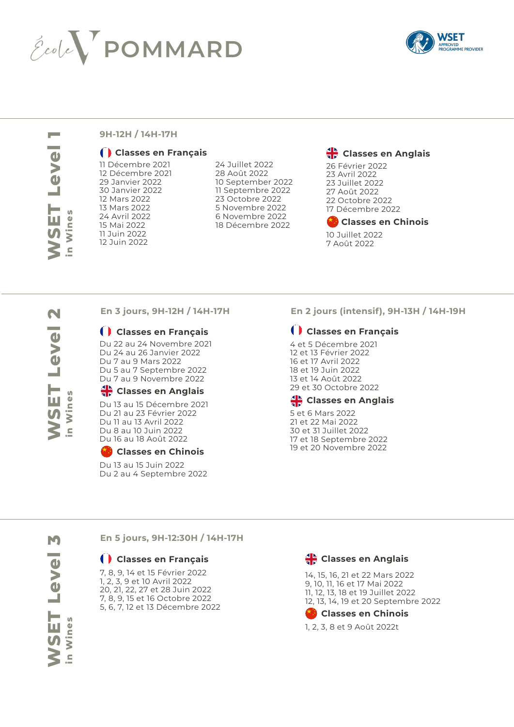École V POMMARD

WSET APPROVED PROGRAMME PROVIDER

## WSET Level 1 in Wines

**9H-12H / 14H-17H**

### Classes en Français

11 Décembre 2021
12 Décembre 2021
29 Janvier 2022
30 Janvier 2022
12 Mars 2022
13 Mars 2022
24 Avril 2022
15 Mai 2022
11 Juin 2022
12 Juin 2022
24 Juillet 2022
28 Août 2022
10 September 2022
11 Septembre 2022
23 Octobre 2022
5 Novembre 2022
6 Novembre 2022
18 Décembre 2022

### Classes en Anglais

26 Février 2022
23 Avril 2022
23 Juillet 2022
27 Août 2022
22 Octobre 2022
17 Décembre 2022

### Classes en Chinois

10 Juillet 2022
7 Août 2022

## WSET Level 2 in Wines

**En 3 jours, 9H-12H / 14H-17H**

### Classes en Français

Du 22 au 24 Novembre 2021
Du 24 au 26 Janvier 2022
Du 7 au 9 Mars 2022
Du 5 au 7 Septembre 2022
Du 7 au 9 Novembre 2022

### Classes en Anglais

Du 13 au 15 Décembre 2021
Du 21 au 23 Février 2022
Du 11 au 13 Avril 2022
Du 8 au 10 Juin 2022
Du 16 au 18 Août 2022

### Classes en Chinois

Du 13 au 15 Juin 2022
Du 2 au 4 Septembre 2022

**En 2 jours (intensif), 9H-13H / 14H-19H**

### Classes en Français

4 et 5 Décembre 2021
12 et 13 Février 2022
16 et 17 Avril 2022
18 et 19 Juin 2022
13 et 14 Août 2022
29 et 30 Octobre 2022

### Classes en Anglais

5 et 6 Mars 2022
21 et 22 Mai 2022
30 et 31 Juillet 2022
17 et 18 Septembre 2022
19 et 20 Novembre 2022

## WSET Level 3 in Wines

**En 5 jours, 9H-12:30H / 14H-17H**

### Classes en Français

7, 8, 9, 14 et 15 Février 2022
1, 2, 3, 9 et 10 Avril 2022
20, 21, 22, 27 et 28 Juin 2022
7, 8, 9, 15 et 16 Octobre 2022
5, 6, 7, 12 et 13 Décembre 2022

### Classes en Anglais

14, 15, 16, 21 et 22 Mars 2022
9, 10, 11, 16 et 17 Mai 2022
11, 12, 13, 18 et 19 Juillet 2022
12, 13, 14, 19 et 20 Septembre 2022

### Classes en Chinois

1, 2, 3, 8 et 9 Août 2022t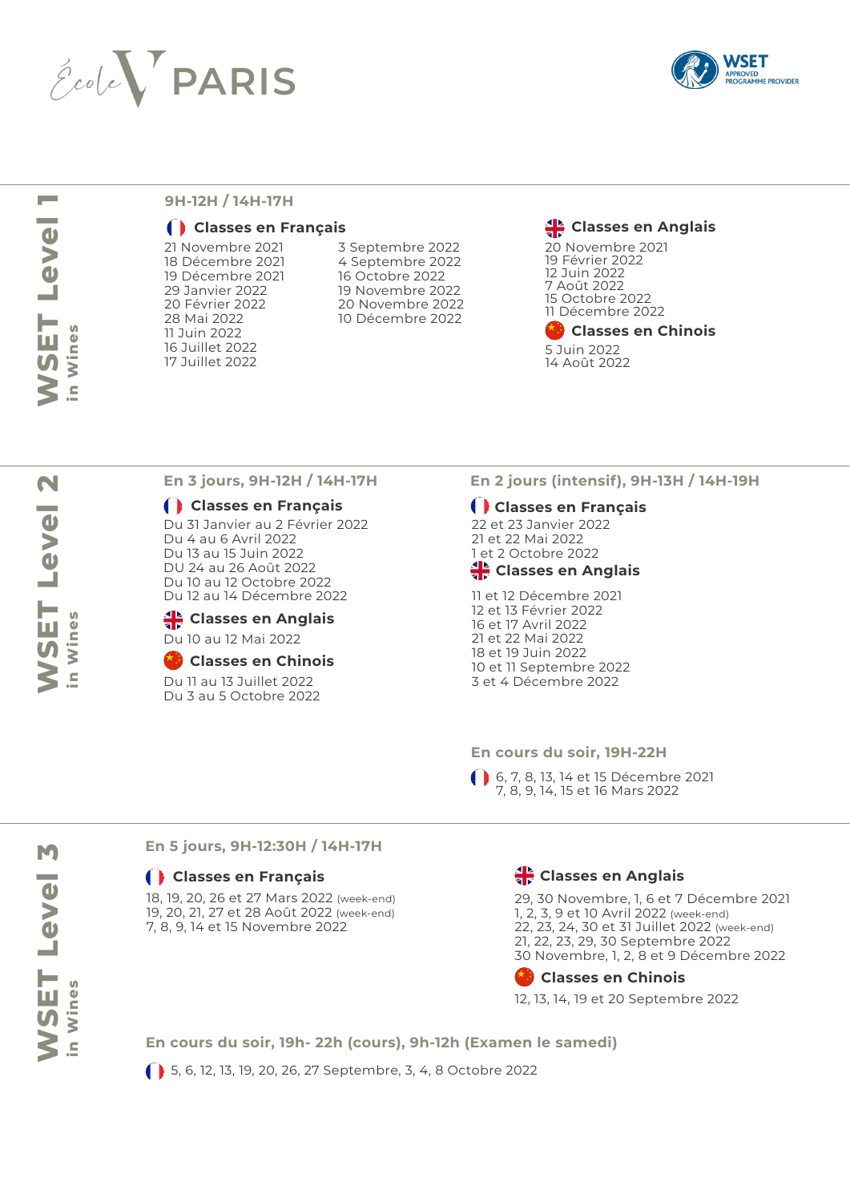École V PARIS

WSET APPROVED PROGRAMME PROVIDER

# WSET Level 1 in Wines

**9H-12H / 14H-17H**

### Classes en Français

21 Novembre 2021
18 Décembre 2021
19 Décembre 2021
29 Janvier 2022
20 Février 2022
28 Mai 2022
11 Juin 2022
16 Juillet 2022
17 Juillet 2022
3 Septembre 2022
4 Septembre 2022
16 Octobre 2022
19 Novembre 2022
20 Novembre 2022
10 Décembre 2022

### Classes en Anglais

20 Novembre 2021
19 Février 2022
12 Juin 2022
7 Août 2022
15 Octobre 2022
11 Décembre 2022

### Classes en Chinois

5 Juin 2022
14 Août 2022

# WSET Level 2 in Wines

**En 3 jours, 9H-12H / 14H-17H**

### Classes en Français

Du 31 Janvier au 2 Février 2022
Du 4 au 6 Avril 2022
Du 13 au 15 Juin 2022
DU 24 au 26 Août 2022
Du 10 au 12 Octobre 2022
Du 12 au 14 Décembre 2022

### Classes en Anglais

Du 10 au 12 Mai 2022

### Classes en Chinois

Du 11 au 13 Juillet 2022
Du 3 au 5 Octobre 2022

**En 2 jours (intensif), 9H-13H / 14H-19H**

### Classes en Français

22 et 23 Janvier 2022
21 et 22 Mai 2022
1 et 2 Octobre 2022

### Classes en Anglais

11 et 12 Décembre 2021
12 et 13 Février 2022
16 et 17 Avril 2022
21 et 22 Mai 2022
18 et 19 Juin 2022
10 et 11 Septembre 2022
3 et 4 Décembre 2022

**En cours du soir, 19H-22H**

6, 7, 8, 13, 14 et 15 Décembre 2021
7, 8, 9, 14, 15 et 16 Mars 2022

# WSET Level 3 in Wines

**En 5 jours, 9H-12:30H / 14H-17H**

### Classes en Français

18, 19, 20, 26 et 27 Mars 2022 (week-end)
19, 20, 21, 27 et 28 Août 2022 (week-end)
7, 8, 9, 14 et 15 Novembre 2022

### Classes en Anglais

29, 30 Novembre, 1, 6 et 7 Décembre 2021
1, 2, 3, 9 et 10 Avril 2022 (week-end)
22, 23, 24, 30 et 31 Juillet 2022 (week-end)
21, 22, 23, 29, 30 Septembre 2022
30 Novembre, 1, 2, 8 et 9 Décembre 2022

### Classes en Chinois

12, 13, 14, 19 et 20 Septembre 2022

**En cours du soir, 19h- 22h (cours), 9h-12h (Examen le samedi)**

5, 6, 12, 13, 19, 20, 26, 27 Septembre, 3, 4, 8 Octobre 2022